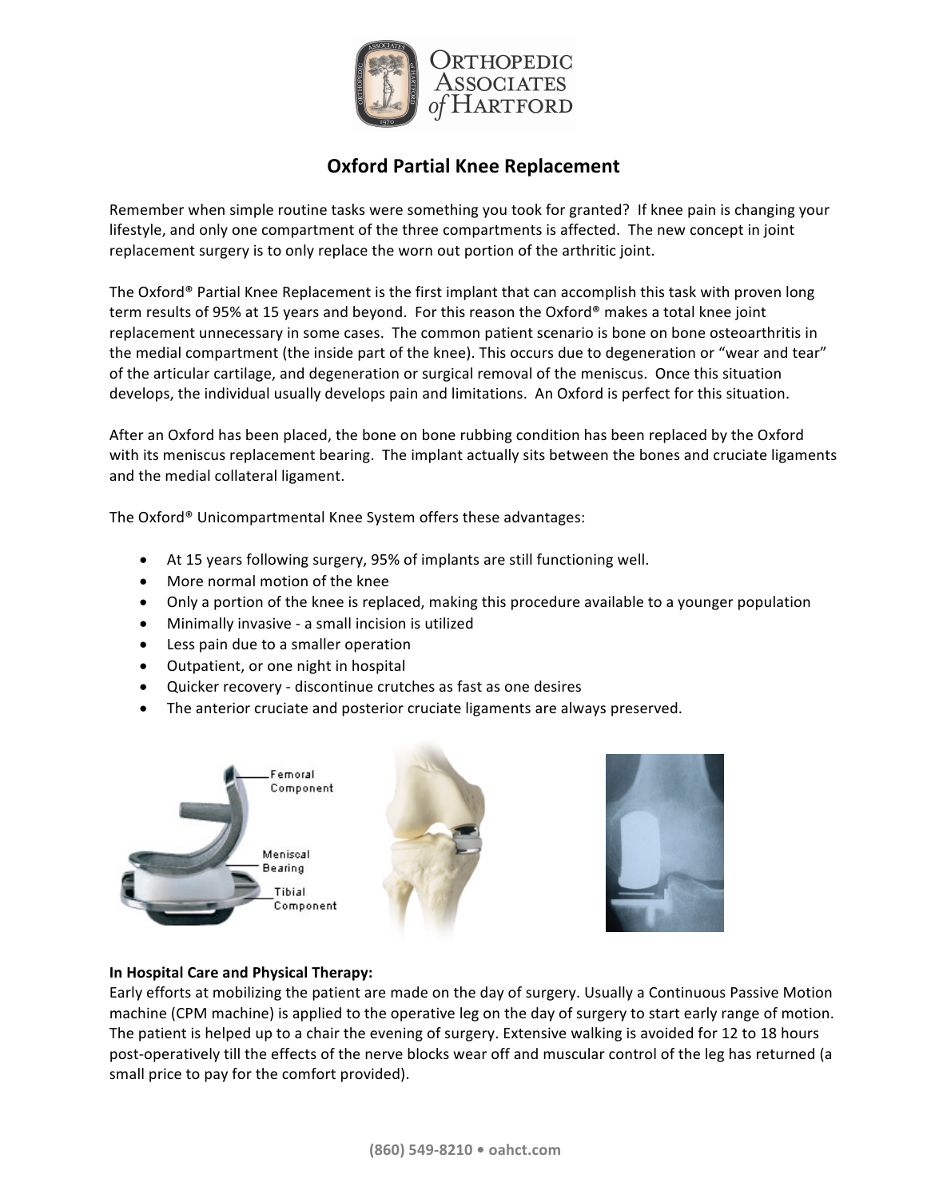# Oxford Partial Knee Replacement

Remember when simple routine tasks were something you took for granted? If knee pain is changing your lifestyle, and only one compartment of the three compartments is affected. The new concept in joint replacement surgery is to only replace the worn out portion of the arthritic joint.

The Oxford® Partial Knee Replacement is the first implant that can accomplish this task with proven long term results of 95% at 15 years and beyond. For this reason the Oxford® makes a total knee joint replacement unnecessary in some cases. The common patient scenario is bone on bone osteoarthritis in the medial compartment (the inside part of the knee). This occurs due to degeneration or "wear and tear" of the articular cartilage, and degeneration or surgical removal of the meniscus. Once this situation develops, the individual usually develops pain and limitations. An Oxford is perfect for this situation.

After an Oxford has been placed, the bone on bone rubbing condition has been replaced by the Oxford with its meniscus replacement bearing. The implant actually sits between the bones and cruciate ligaments and the medial collateral ligament.

The Oxford® Unicompartmental Knee System offers these advantages:

- At 15 years following surgery, 95% of implants are still functioning well.
- More normal motion of the knee
- Only a portion of the knee is replaced, making this procedure available to a younger population
- Minimally invasive - a small incision is utilized
- Less pain due to a smaller operation
- Outpatient, or one night in hospital
- Quicker recovery - discontinue crutches as fast as one desires
- The anterior cruciate and posterior cruciate ligaments are always preserved.

Femoral Component

Meniscal Bearing

Tibial Component

**In Hospital Care and Physical Therapy:**
Early efforts at mobilizing the patient are made on the day of surgery. Usually a Continuous Passive Motion machine (CPM machine) is applied to the operative leg on the day of surgery to start early range of motion. The patient is helped up to a chair the evening of surgery. Extensive walking is avoided for 12 to 18 hours post-operatively till the effects of the nerve blocks wear off and muscular control of the leg has returned (a small price to pay for the comfort provided).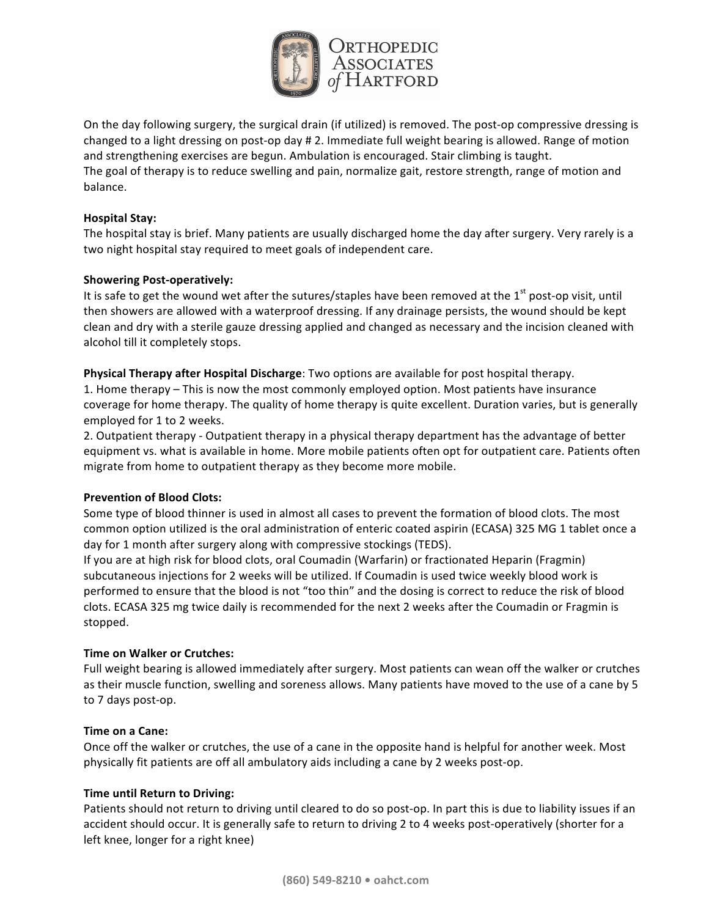On the day following surgery, the surgical drain (if utilized) is removed. The post-op compressive dressing is changed to a light dressing on post-op day # 2. Immediate full weight bearing is allowed. Range of motion and strengthening exercises are begun. Ambulation is encouraged. Stair climbing is taught.
The goal of therapy is to reduce swelling and pain, normalize gait, restore strength, range of motion and balance.

**Hospital Stay:**
The hospital stay is brief. Many patients are usually discharged home the day after surgery. Very rarely is a two night hospital stay required to meet goals of independent care.

**Showering Post-operatively:**
It is safe to get the wound wet after the sutures/staples have been removed at the 1st post-op visit, until then showers are allowed with a waterproof dressing. If any drainage persists, the wound should be kept clean and dry with a sterile gauze dressing applied and changed as necessary and the incision cleaned with alcohol till it completely stops.

**Physical Therapy after Hospital Discharge**: Two options are available for post hospital therapy.
1. Home therapy – This is now the most commonly employed option. Most patients have insurance coverage for home therapy. The quality of home therapy is quite excellent. Duration varies, but is generally employed for 1 to 2 weeks.
2. Outpatient therapy - Outpatient therapy in a physical therapy department has the advantage of better equipment vs. what is available in home. More mobile patients often opt for outpatient care. Patients often migrate from home to outpatient therapy as they become more mobile.

**Prevention of Blood Clots:**
Some type of blood thinner is used in almost all cases to prevent the formation of blood clots. The most common option utilized is the oral administration of enteric coated aspirin (ECASA) 325 MG 1 tablet once a day for 1 month after surgery along with compressive stockings (TEDS).
If you are at high risk for blood clots, oral Coumadin (Warfarin) or fractionated Heparin (Fragmin) subcutaneous injections for 2 weeks will be utilized. If Coumadin is used twice weekly blood work is performed to ensure that the blood is not "too thin" and the dosing is correct to reduce the risk of blood clots. ECASA 325 mg twice daily is recommended for the next 2 weeks after the Coumadin or Fragmin is stopped.

**Time on Walker or Crutches:**
Full weight bearing is allowed immediately after surgery. Most patients can wean off the walker or crutches as their muscle function, swelling and soreness allows. Many patients have moved to the use of a cane by 5 to 7 days post-op.

**Time on a Cane:**
Once off the walker or crutches, the use of a cane in the opposite hand is helpful for another week. Most physically fit patients are off all ambulatory aids including a cane by 2 weeks post-op.

**Time until Return to Driving:**
Patients should not return to driving until cleared to do so post-op. In part this is due to liability issues if an accident should occur. It is generally safe to return to driving 2 to 4 weeks post-operatively (shorter for a left knee, longer for a right knee)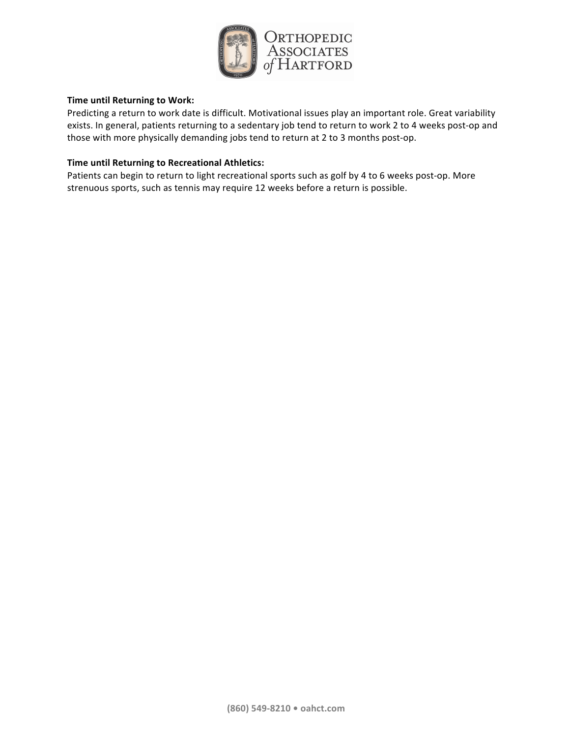**Time until Returning to Work:**
Predicting a return to work date is difficult. Motivational issues play an important role. Great variability exists. In general, patients returning to a sedentary job tend to return to work 2 to 4 weeks post-op and those with more physically demanding jobs tend to return at 2 to 3 months post-op.

**Time until Returning to Recreational Athletics:**
Patients can begin to return to light recreational sports such as golf by 4 to 6 weeks post-op. More strenuous sports, such as tennis may require 12 weeks before a return is possible.